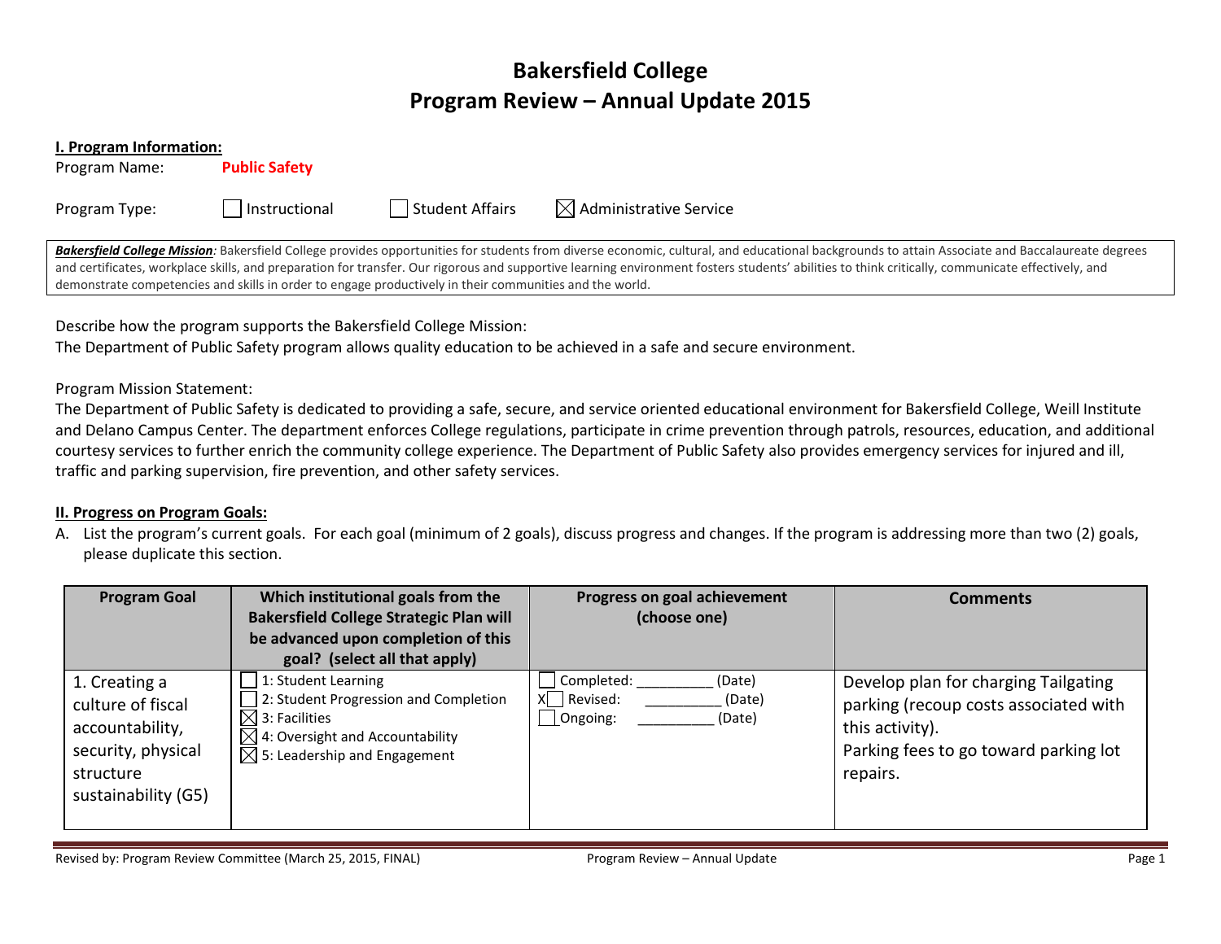# Bakersfield College
# Program Review – Annual Update 2015

## I. Program Information:

Program Name: **Public Safety**

Program Type: ☐ Instructional ☐ Student Affairs ☒ Administrative Service

***Bakersfield College Mission**:* Bakersfield College provides opportunities for students from diverse economic, cultural, and educational backgrounds to attain Associate and Baccalaureate degrees and certificates, workplace skills, and preparation for transfer. Our rigorous and supportive learning environment fosters students' abilities to think critically, communicate effectively, and demonstrate competencies and skills in order to engage productively in their communities and the world.

Describe how the program supports the Bakersfield College Mission:
The Department of Public Safety program allows quality education to be achieved in a safe and secure environment.

Program Mission Statement:
The Department of Public Safety is dedicated to providing a safe, secure, and service oriented educational environment for Bakersfield College, Weill Institute and Delano Campus Center. The department enforces College regulations, participate in crime prevention through patrols, resources, education, and additional courtesy services to further enrich the community college experience. The Department of Public Safety also provides emergency services for injured and ill, traffic and parking supervision, fire prevention, and other safety services.

## II. Progress on Program Goals:

A. List the program's current goals. For each goal (minimum of 2 goals), discuss progress and changes. If the program is addressing more than two (2) goals, please duplicate this section.

| Program Goal | Which institutional goals from the Bakersfield College Strategic Plan will be advanced upon completion of this goal? (select all that apply) | Progress on goal achievement (choose one) | Comments |
|---|---|---|---|
| 1. Creating a culture of fiscal accountability, security, physical structure sustainability (G5) | ☐ 1: Student Learning<br>☐ 2: Student Progression and Completion<br>☒ 3: Facilities<br>☒ 4: Oversight and Accountability<br>☒ 5: Leadership and Engagement | ☐ Completed: _________ (Date)<br>X☐ Revised: _________ (Date)<br>☐ Ongoing: _________ (Date) | Develop plan for charging Tailgating parking (recoup costs associated with this activity).<br>Parking fees to go toward parking lot repairs. |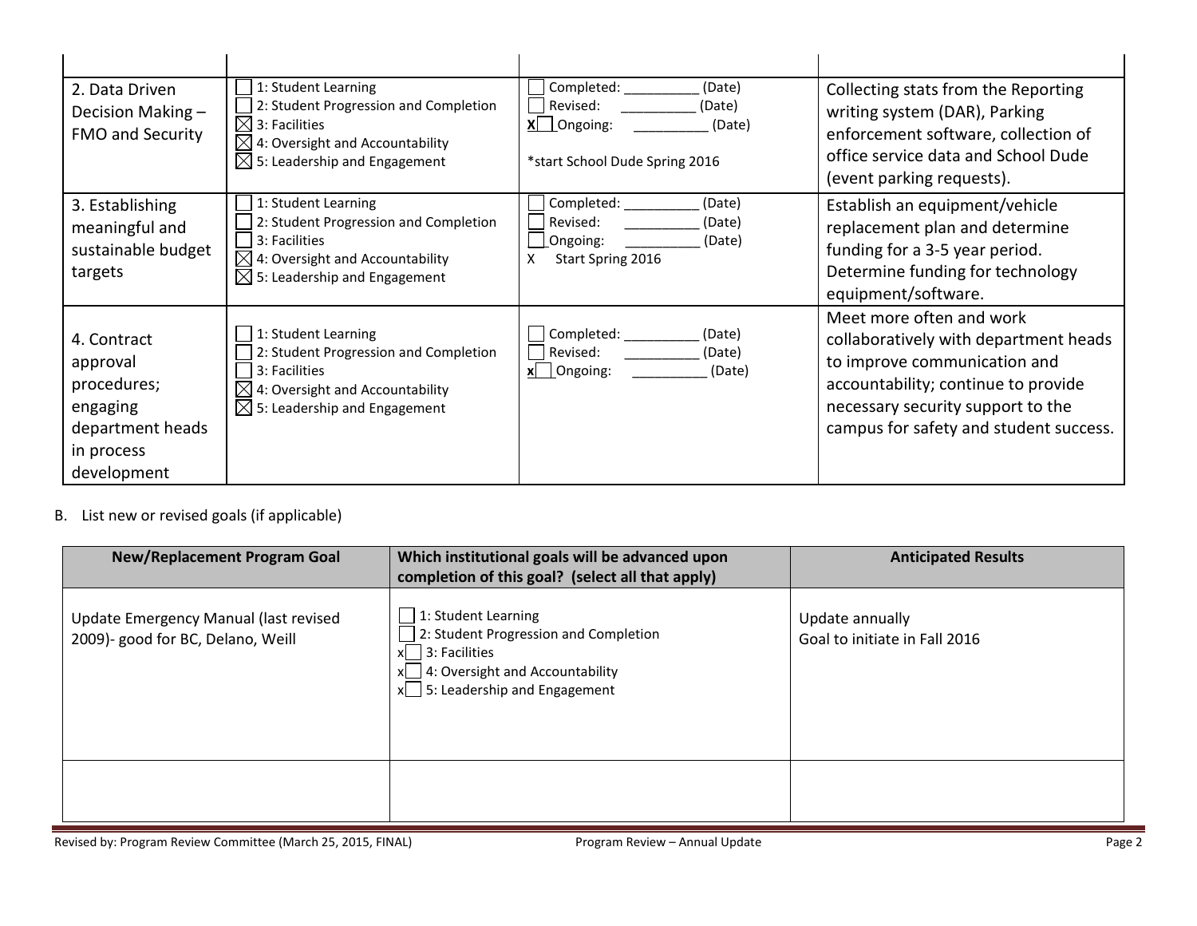| | | | |
|---|---|---|---|
| | | | |
| 2. Data Driven Decision Making – FMO and Security | ☐ 1: Student Learning<br>☐ 2: Student Progression and Completion<br>☒ 3: Facilities<br>☒ 4: Oversight and Accountability<br>☒ 5: Leadership and Engagement | ☐ Completed: __________ (Date)<br>☐ Revised: __________ (Date)<br>X☐ Ongoing: __________ (Date)<br><br>*start School Dude Spring 2016 | Collecting stats from the Reporting writing system (DAR), Parking enforcement software, collection of office service data and School Dude (event parking requests). |
| 3. Establishing meaningful and sustainable budget targets | ☐ 1: Student Learning<br>☐ 2: Student Progression and Completion<br>☐ 3: Facilities<br>☒ 4: Oversight and Accountability<br>☒ 5: Leadership and Engagement | ☐ Completed: __________ (Date)<br>☐ Revised: __________ (Date)<br>☐ Ongoing: __________ (Date)<br>X Start Spring 2016 | Establish an equipment/vehicle replacement plan and determine funding for a 3-5 year period. Determine funding for technology equipment/software. |
| 4. Contract approval procedures; engaging department heads in process development | ☐ 1: Student Learning<br>☐ 2: Student Progression and Completion<br>☐ 3: Facilities<br>☒ 4: Oversight and Accountability<br>☒ 5: Leadership and Engagement | ☐ Completed: __________ (Date)<br>☐ Revised: __________ (Date)<br>x☐ Ongoing: __________ (Date) | Meet more often and work collaboratively with department heads to improve communication and accountability; continue to provide necessary security support to the campus for safety and student success. |

B. List new or revised goals (if applicable)

| New/Replacement Program Goal | Which institutional goals will be advanced upon completion of this goal? (select all that apply) | Anticipated Results |
|---|---|---|
| Update Emergency Manual (last revised 2009)- good for BC, Delano, Weill | ☐ 1: Student Learning<br>☐ 2: Student Progression and Completion<br>x☐ 3: Facilities<br>x☐ 4: Oversight and Accountability<br>x☐ 5: Leadership and Engagement | Update annually<br>Goal to initiate in Fall 2016 |
| | | |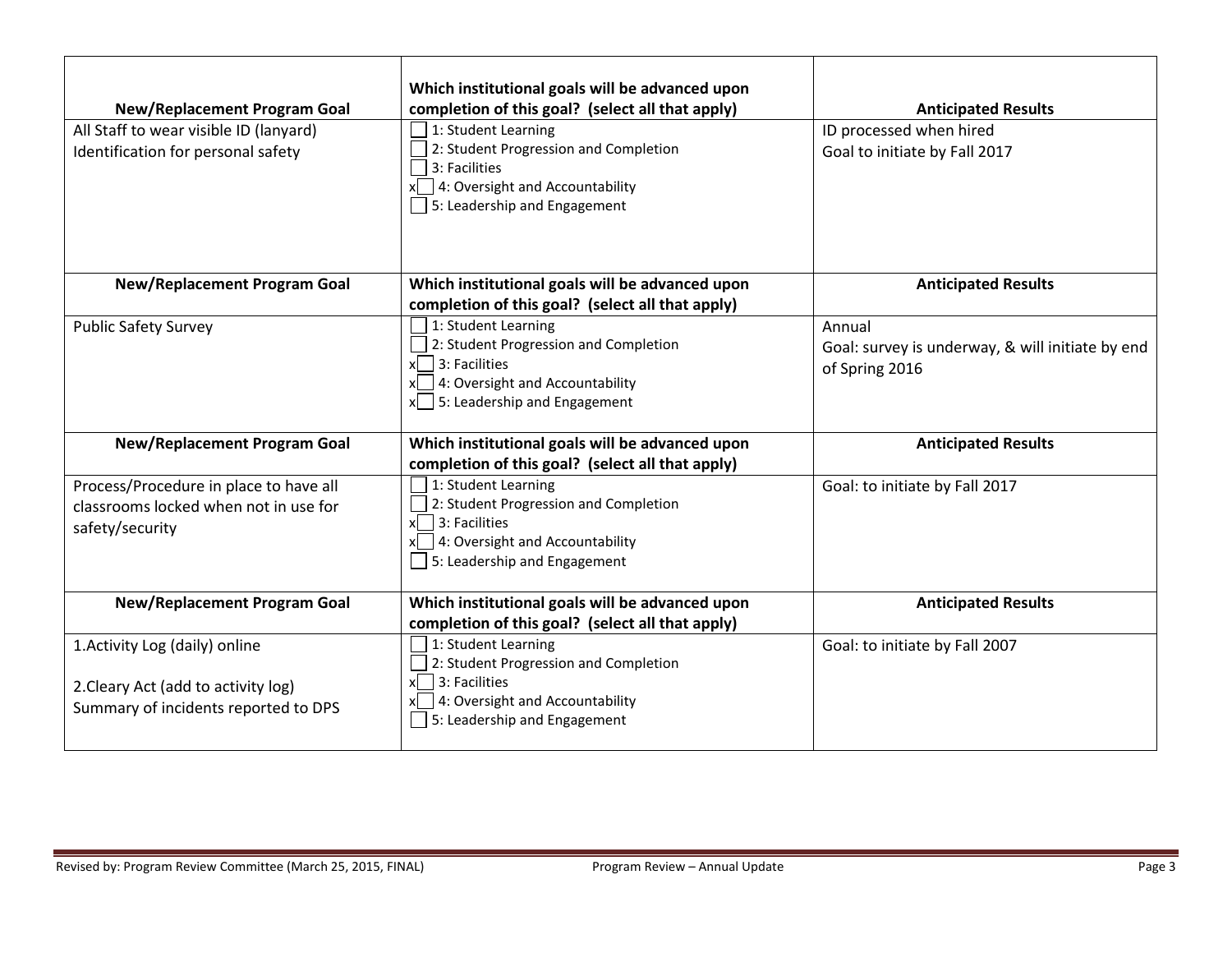| New/Replacement Program Goal | Which institutional goals will be advanced upon completion of this goal? (select all that apply) | Anticipated Results |
| --- | --- | --- |
| All Staff to wear visible ID (lanyard)<br>Identification for personal safety | ☐ 1: Student Learning<br>☐ 2: Student Progression and Completion<br>☐ 3: Facilities<br>x☐ 4: Oversight and Accountability<br>☐ 5: Leadership and Engagement | ID processed when hired<br>Goal to initiate by Fall 2017 |

| New/Replacement Program Goal | Which institutional goals will be advanced upon completion of this goal? (select all that apply) | Anticipated Results |
| --- | --- | --- |
| Public Safety Survey | ☐ 1: Student Learning<br>☐ 2: Student Progression and Completion<br>x☐ 3: Facilities<br>x☐ 4: Oversight and Accountability<br>x☐ 5: Leadership and Engagement | Annual<br>Goal: survey is underway, & will initiate by end of Spring 2016 |

| New/Replacement Program Goal | Which institutional goals will be advanced upon completion of this goal? (select all that apply) | Anticipated Results |
| --- | --- | --- |
| Process/Procedure in place to have all classrooms locked when not in use for safety/security | ☐ 1: Student Learning<br>☐ 2: Student Progression and Completion<br>x☐ 3: Facilities<br>x☐ 4: Oversight and Accountability<br>☐ 5: Leadership and Engagement | Goal: to initiate by Fall 2017 |

| New/Replacement Program Goal | Which institutional goals will be advanced upon completion of this goal? (select all that apply) | Anticipated Results |
| --- | --- | --- |
| 1.Activity Log (daily) online<br><br>2.Cleary Act (add to activity log)<br>Summary of incidents reported to DPS | ☐ 1: Student Learning<br>☐ 2: Student Progression and Completion<br>x☐ 3: Facilities<br>x☐ 4: Oversight and Accountability<br>☐ 5: Leadership and Engagement | Goal: to initiate by Fall 2007 |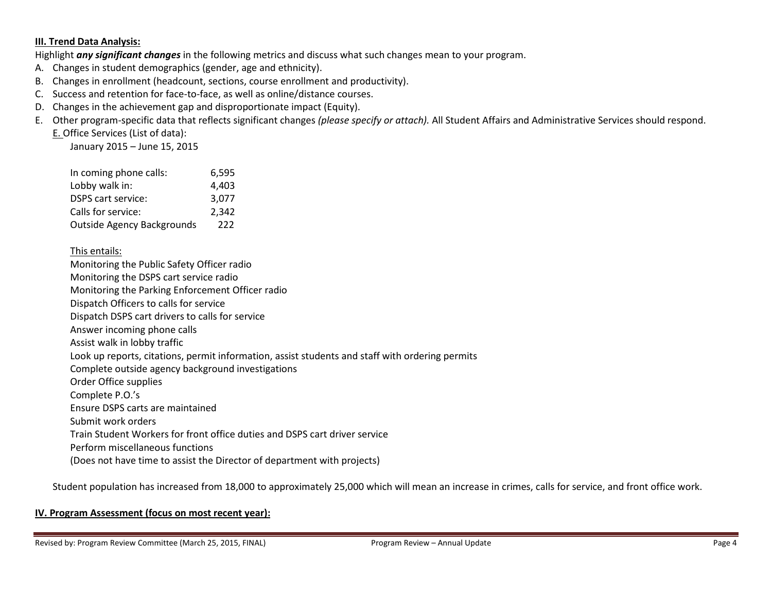**III. Trend Data Analysis:**

Highlight ***any significant changes*** in the following metrics and discuss what such changes mean to your program.

A. Changes in student demographics (gender, age and ethnicity).
B. Changes in enrollment (headcount, sections, course enrollment and productivity).
C. Success and retention for face-to-face, as well as online/distance courses.
D. Changes in the achievement gap and disproportionate impact (Equity).
E. Other program-specific data that reflects significant changes *(please specify or attach).* All Student Affairs and Administrative Services should respond.

E. Office Services (List of data):

January 2015 – June 15, 2015

| | |
|---|---|
| In coming phone calls: | 6,595 |
| Lobby walk in: | 4,403 |
| DSPS cart service: | 3,077 |
| Calls for service: | 2,342 |
| Outside Agency Backgrounds | 222 |

This entails:

Monitoring the Public Safety Officer radio
Monitoring the DSPS cart service radio
Monitoring the Parking Enforcement Officer radio
Dispatch Officers to calls for service
Dispatch DSPS cart drivers to calls for service
Answer incoming phone calls
Assist walk in lobby traffic
Look up reports, citations, permit information, assist students and staff with ordering permits
Complete outside agency background investigations
Order Office supplies
Complete P.O.'s
Ensure DSPS carts are maintained
Submit work orders
Train Student Workers for front office duties and DSPS cart driver service
Perform miscellaneous functions
(Does not have time to assist the Director of department with projects)

Student population has increased from 18,000 to approximately 25,000 which will mean an increase in crimes, calls for service, and front office work.

**IV. Program Assessment (focus on most recent year):**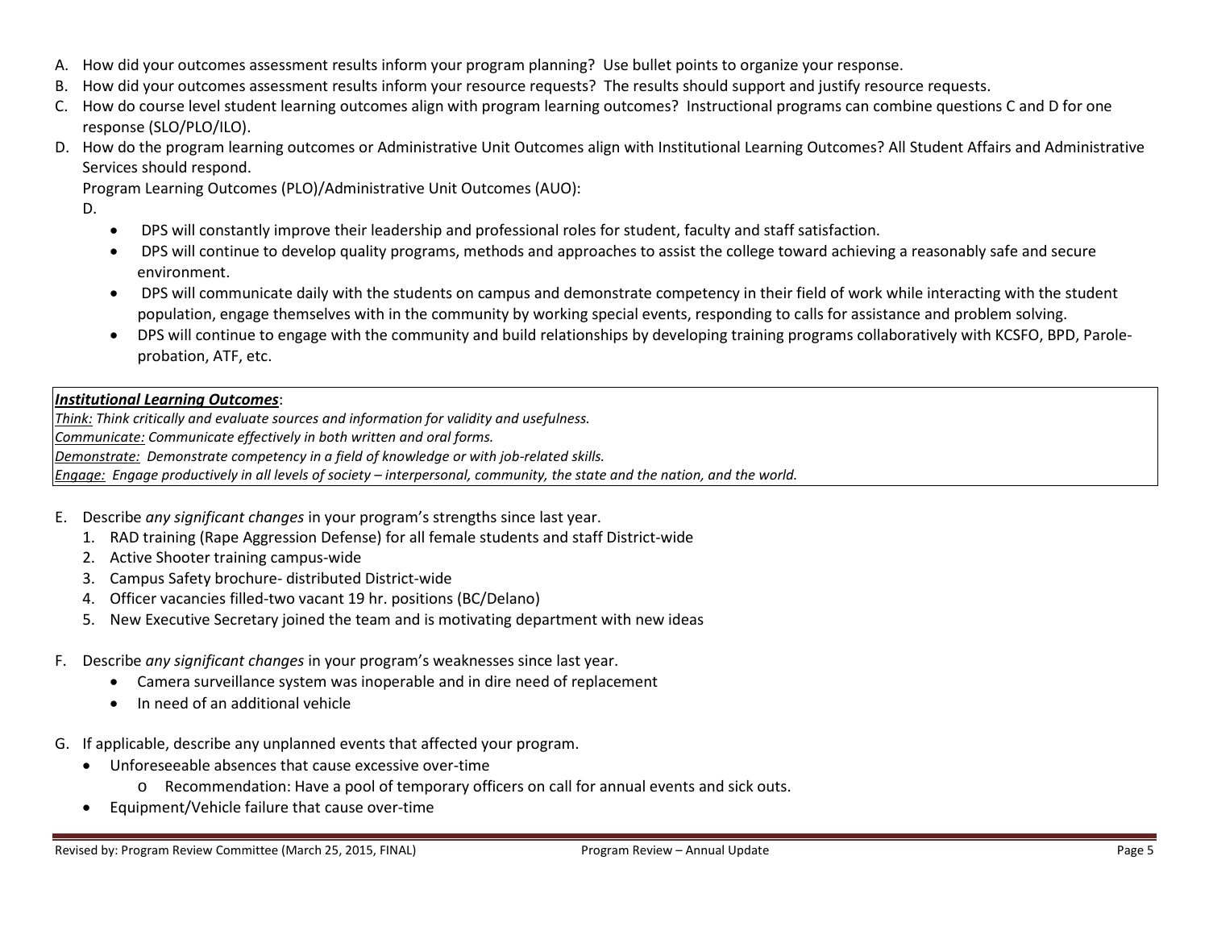A. How did your outcomes assessment results inform your program planning? Use bullet points to organize your response.
B. How did your outcomes assessment results inform your resource requests? The results should support and justify resource requests.
C. How do course level student learning outcomes align with program learning outcomes? Instructional programs can combine questions C and D for one response (SLO/PLO/ILO).
D. How do the program learning outcomes or Administrative Unit Outcomes align with Institutional Learning Outcomes? All Student Affairs and Administrative Services should respond.

   Program Learning Outcomes (PLO)/Administrative Unit Outcomes (AUO):

   D.

   - DPS will constantly improve their leadership and professional roles for student, faculty and staff satisfaction.
   - DPS will continue to develop quality programs, methods and approaches to assist the college toward achieving a reasonably safe and secure environment.
   - DPS will communicate daily with the students on campus and demonstrate competency in their field of work while interacting with the student population, engage themselves with in the community by working special events, responding to calls for assistance and problem solving.
   - DPS will continue to engage with the community and build relationships by developing training programs collaboratively with KCSFO, BPD, Parole-probation, ATF, etc.

***Institutional Learning Outcomes***:

*Think: Think critically and evaluate sources and information for validity and usefulness.*
*Communicate: Communicate effectively in both written and oral forms.*
*Demonstrate: Demonstrate competency in a field of knowledge or with job-related skills.*
*Engage: Engage productively in all levels of society – interpersonal, community, the state and the nation, and the world.*

E. Describe *any significant changes* in your program's strengths since last year.
   1. RAD training (Rape Aggression Defense) for all female students and staff District-wide
   2. Active Shooter training campus-wide
   3. Campus Safety brochure- distributed District-wide
   4. Officer vacancies filled-two vacant 19 hr. positions (BC/Delano)
   5. New Executive Secretary joined the team and is motivating department with new ideas

F. Describe *any significant changes* in your program's weaknesses since last year.
   - Camera surveillance system was inoperable and in dire need of replacement
   - In need of an additional vehicle

G. If applicable, describe any unplanned events that affected your program.
   - Unforeseeable absences that cause excessive over-time
     - Recommendation: Have a pool of temporary officers on call for annual events and sick outs.
   - Equipment/Vehicle failure that cause over-time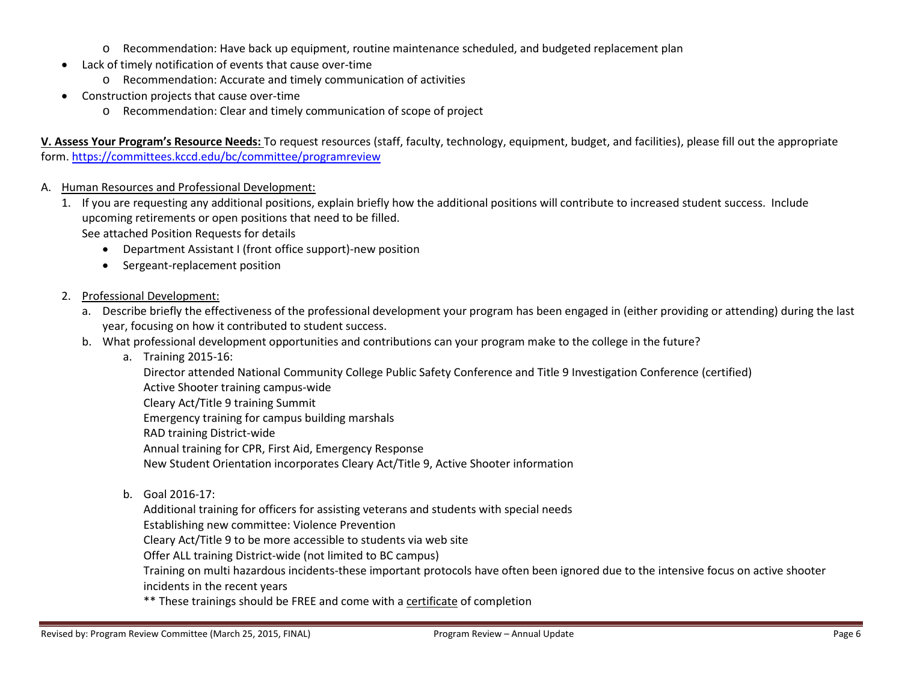- Recommendation: Have back up equipment, routine maintenance scheduled, and budgeted replacement plan
- Lack of timely notification of events that cause over-time
  - Recommendation: Accurate and timely communication of activities
- Construction projects that cause over-time
  - Recommendation: Clear and timely communication of scope of project

**V. Assess Your Program's Resource Needs:** To request resources (staff, faculty, technology, equipment, budget, and facilities), please fill out the appropriate form. https://committees.kccd.edu/bc/committee/programreview

A. Human Resources and Professional Development:

1. If you are requesting any additional positions, explain briefly how the additional positions will contribute to increased student success. Include upcoming retirements or open positions that need to be filled.
   See attached Position Requests for details
   - Department Assistant I (front office support)-new position
   - Sergeant-replacement position

2. Professional Development:
   a. Describe briefly the effectiveness of the professional development your program has been engaged in (either providing or attending) during the last year, focusing on how it contributed to student success.
   b. What professional development opportunities and contributions can your program make to the college in the future?
      a. Training 2015-16:
         Director attended National Community College Public Safety Conference and Title 9 Investigation Conference (certified)
         Active Shooter training campus-wide
         Cleary Act/Title 9 training Summit
         Emergency training for campus building marshals
         RAD training District-wide
         Annual training for CPR, First Aid, Emergency Response
         New Student Orientation incorporates Cleary Act/Title 9, Active Shooter information

      b. Goal 2016-17:
         Additional training for officers for assisting veterans and students with special needs
         Establishing new committee: Violence Prevention
         Cleary Act/Title 9 to be more accessible to students via web site
         Offer ALL training District-wide (not limited to BC campus)
         Training on multi hazardous incidents-these important protocols have often been ignored due to the intensive focus on active shooter incidents in the recent years
         ** These trainings should be FREE and come with a certificate of completion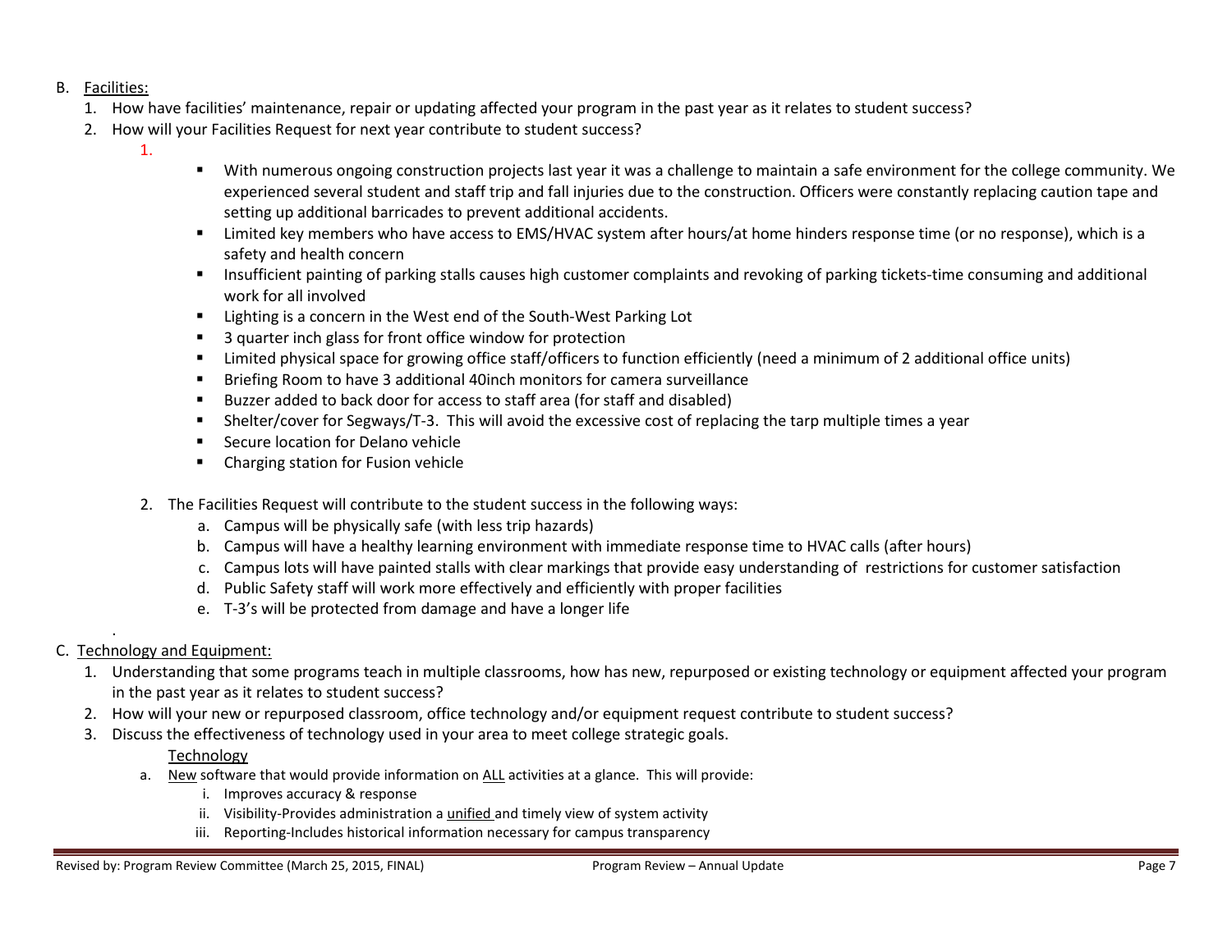B. <u>Facilities:</u>

1. How have facilities' maintenance, repair or updating affected your program in the past year as it relates to student success?
2. How will your Facilities Request for next year contribute to student success?

    1.

    - With numerous ongoing construction projects last year it was a challenge to maintain a safe environment for the college community. We experienced several student and staff trip and fall injuries due to the construction. Officers were constantly replacing caution tape and setting up additional barricades to prevent additional accidents.
    - Limited key members who have access to EMS/HVAC system after hours/at home hinders response time (or no response), which is a safety and health concern
    - Insufficient painting of parking stalls causes high customer complaints and revoking of parking tickets-time consuming and additional work for all involved
    - Lighting is a concern in the West end of the South-West Parking Lot
    - 3 quarter inch glass for front office window for protection
    - Limited physical space for growing office staff/officers to function efficiently (need a minimum of 2 additional office units)
    - Briefing Room to have 3 additional 40inch monitors for camera surveillance
    - Buzzer added to back door for access to staff area (for staff and disabled)
    - Shelter/cover for Segways/T-3. This will avoid the excessive cost of replacing the tarp multiple times a year
    - Secure location for Delano vehicle
    - Charging station for Fusion vehicle

    2. The Facilities Request will contribute to the student success in the following ways:
        a. Campus will be physically safe (with less trip hazards)
        b. Campus will have a healthy learning environment with immediate response time to HVAC calls (after hours)
        c. Campus lots will have painted stalls with clear markings that provide easy understanding of restrictions for customer satisfaction
        d. Public Safety staff will work more effectively and efficiently with proper facilities
        e. T-3's will be protected from damage and have a longer life

C. <u>Technology and Equipment:</u>

1. Understanding that some programs teach in multiple classrooms, how has new, repurposed or existing technology or equipment affected your program in the past year as it relates to student success?
2. How will your new or repurposed classroom, office technology and/or equipment request contribute to student success?
3. Discuss the effectiveness of technology used in your area to meet college strategic goals.

    <u>Technology</u>

    a. <u>New</u> software that would provide information on <u>ALL</u> activities at a glance. This will provide:
        i. Improves accuracy & response
        ii. Visibility-Provides administration a <u>unified</u> and timely view of system activity
        iii. Reporting-Includes historical information necessary for campus transparency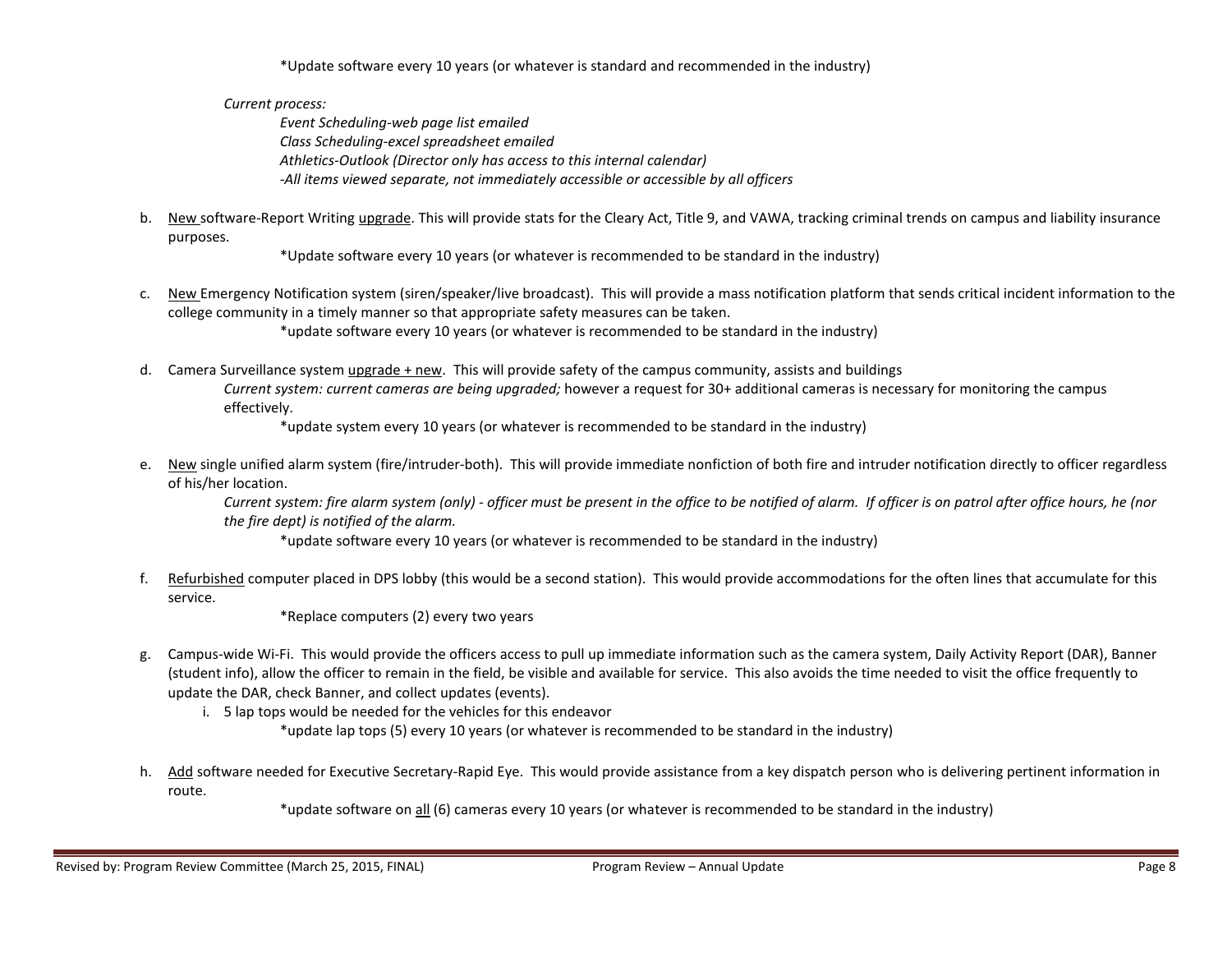*Update software every 10 years (or whatever is standard and recommended in the industry)

*Current process:*

*Event Scheduling-web page list emailed*
*Class Scheduling-excel spreadsheet emailed*
*Athletics-Outlook (Director only has access to this internal calendar)*
*-All items viewed separate, not immediately accessible or accessible by all officers*

b. <u>New</u> software-Report Writing <u>upgrade</u>. This will provide stats for the Cleary Act, Title 9, and VAWA, tracking criminal trends on campus and liability insurance purposes.

   *Update software every 10 years (or whatever is recommended to be standard in the industry)

c. <u>New</u> Emergency Notification system (siren/speaker/live broadcast). This will provide a mass notification platform that sends critical incident information to the college community in a timely manner so that appropriate safety measures can be taken.

   *update software every 10 years (or whatever is recommended to be standard in the industry)

d. Camera Surveillance system <u>upgrade + new</u>. This will provide safety of the campus community, assists and buildings

   *Current system: current cameras are being upgraded;* however a request for 30+ additional cameras is necessary for monitoring the campus effectively.

   *update system every 10 years (or whatever is recommended to be standard in the industry)

e. <u>New</u> single unified alarm system (fire/intruder-both). This will provide immediate nonfiction of both fire and intruder notification directly to officer regardless of his/her location.

   *Current system: fire alarm system (only) - officer must be present in the office to be notified of alarm. If officer is on patrol after office hours, he (nor the fire dept) is notified of the alarm.*

   *update software every 10 years (or whatever is recommended to be standard in the industry)

f. <u>Refurbished</u> computer placed in DPS lobby (this would be a second station). This would provide accommodations for the often lines that accumulate for this service.

   *Replace computers (2) every two years

g. Campus-wide Wi-Fi. This would provide the officers access to pull up immediate information such as the camera system, Daily Activity Report (DAR), Banner (student info), allow the officer to remain in the field, be visible and available for service. This also avoids the time needed to visit the office frequently to update the DAR, check Banner, and collect updates (events).

   i. 5 lap tops would be needed for the vehicles for this endeavor

      *update lap tops (5) every 10 years (or whatever is recommended to be standard in the industry)

h. <u>Add</u> software needed for Executive Secretary-Rapid Eye. This would provide assistance from a key dispatch person who is delivering pertinent information in route.

   *update software on <u>all</u> (6) cameras every 10 years (or whatever is recommended to be standard in the industry)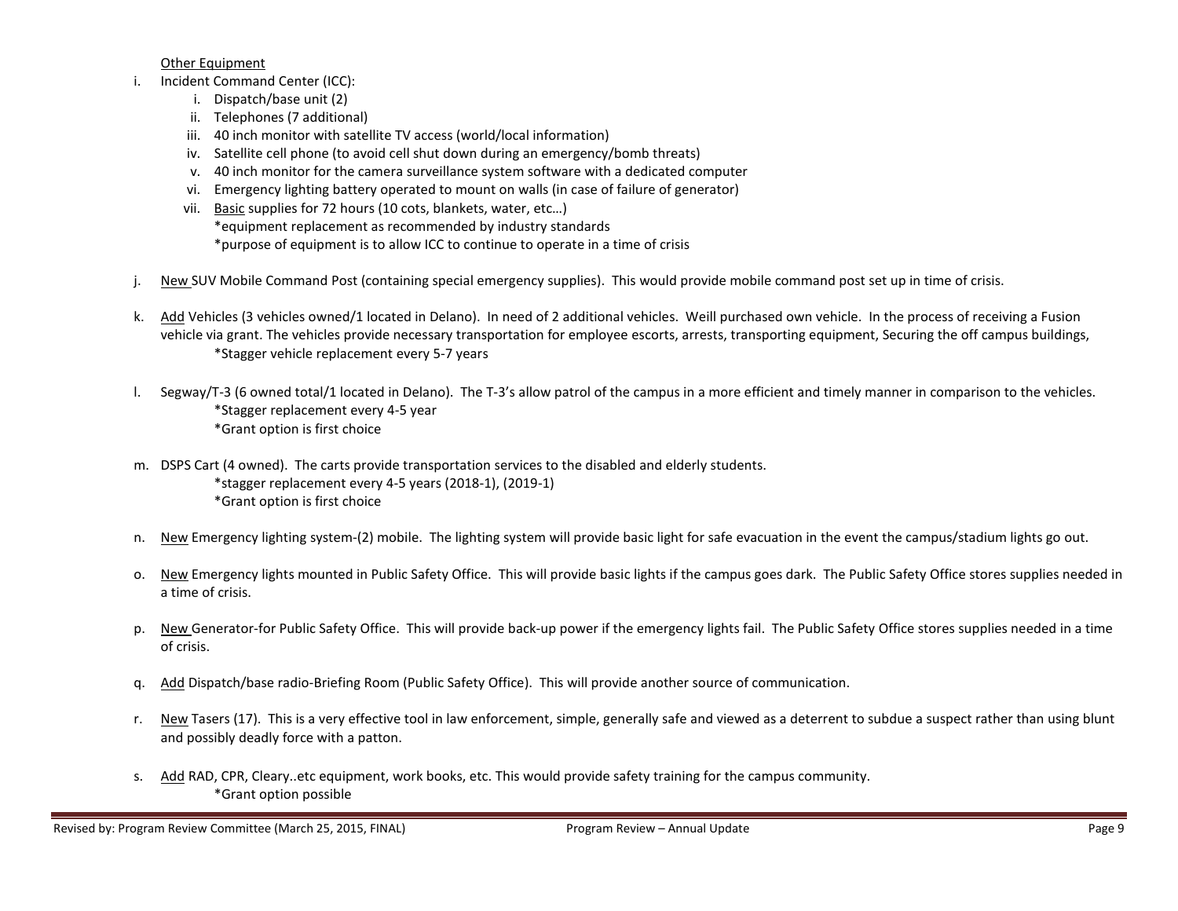<u>Other Equipment</u>

i. Incident Command Center (ICC):
   i. Dispatch/base unit (2)
   ii. Telephones (7 additional)
   iii. 40 inch monitor with satellite TV access (world/local information)
   iv. Satellite cell phone (to avoid cell shut down during an emergency/bomb threats)
   v. 40 inch monitor for the camera surveillance system software with a dedicated computer
   vi. Emergency lighting battery operated to mount on walls (in case of failure of generator)
   vii. <u>Basic</u> supplies for 72 hours (10 cots, blankets, water, etc…)
   *equipment replacement as recommended by industry standards
   *purpose of equipment is to allow ICC to continue to operate in a time of crisis

j. <u>New</u> SUV Mobile Command Post (containing special emergency supplies). This would provide mobile command post set up in time of crisis.

k. <u>Add</u> Vehicles (3 vehicles owned/1 located in Delano). In need of 2 additional vehicles. Weill purchased own vehicle. In the process of receiving a Fusion vehicle via grant. The vehicles provide necessary transportation for employee escorts, arrests, transporting equipment, Securing the off campus buildings,
   *Stagger vehicle replacement every 5-7 years

l. Segway/T-3 (6 owned total/1 located in Delano). The T-3's allow patrol of the campus in a more efficient and timely manner in comparison to the vehicles.
   *Stagger replacement every 4-5 year
   *Grant option is first choice

m. DSPS Cart (4 owned). The carts provide transportation services to the disabled and elderly students.
   *stagger replacement every 4-5 years (2018-1), (2019-1)
   *Grant option is first choice

n. <u>New</u> Emergency lighting system-(2) mobile. The lighting system will provide basic light for safe evacuation in the event the campus/stadium lights go out.

o. <u>New</u> Emergency lights mounted in Public Safety Office. This will provide basic lights if the campus goes dark. The Public Safety Office stores supplies needed in a time of crisis.

p. <u>New</u> Generator-for Public Safety Office. This will provide back-up power if the emergency lights fail. The Public Safety Office stores supplies needed in a time of crisis.

q. <u>Add</u> Dispatch/base radio-Briefing Room (Public Safety Office). This will provide another source of communication.

r. <u>New</u> Tasers (17). This is a very effective tool in law enforcement, simple, generally safe and viewed as a deterrent to subdue a suspect rather than using blunt and possibly deadly force with a patton.

s. <u>Add</u> RAD, CPR, Cleary..etc equipment, work books, etc. This would provide safety training for the campus community.
   *Grant option possible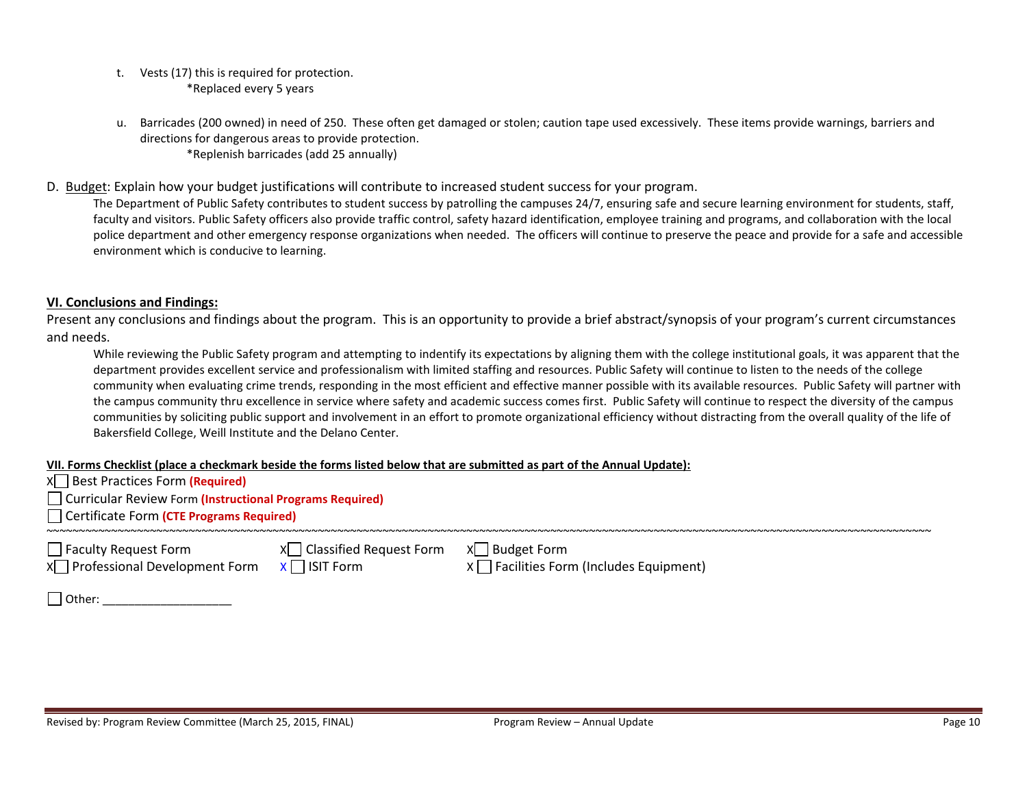t. Vests (17) this is required for protection.
   *Replaced every 5 years

u. Barricades (200 owned) in need of 250. These often get damaged or stolen; caution tape used excessively. These items provide warnings, barriers and directions for dangerous areas to provide protection.
   *Replenish barricades (add 25 annually)

D. Budget: Explain how your budget justifications will contribute to increased student success for your program.

The Department of Public Safety contributes to student success by patrolling the campuses 24/7, ensuring safe and secure learning environment for students, staff, faculty and visitors. Public Safety officers also provide traffic control, safety hazard identification, employee training and programs, and collaboration with the local police department and other emergency response organizations when needed. The officers will continue to preserve the peace and provide for a safe and accessible environment which is conducive to learning.

## VI. Conclusions and Findings:

Present any conclusions and findings about the program. This is an opportunity to provide a brief abstract/synopsis of your program's current circumstances and needs.

While reviewing the Public Safety program and attempting to indentify its expectations by aligning them with the college institutional goals, it was apparent that the department provides excellent service and professionalism with limited staffing and resources. Public Safety will continue to listen to the needs of the college community when evaluating crime trends, responding in the most efficient and effective manner possible with its available resources. Public Safety will partner with the campus community thru excellence in service where safety and academic success comes first. Public Safety will continue to respect the diversity of the campus communities by soliciting public support and involvement in an effort to promote organizational efficiency without distracting from the overall quality of the life of Bakersfield College, Weill Institute and the Delano Center.

**VII. Forms Checklist (place a checkmark beside the forms listed below that are submitted as part of the Annual Update):**

X☐ Best Practices Form **(Required)**

☐ Curricular Review Form **(Instructional Programs Required)**

☐ Certificate Form **(CTE Programs Required)**

~~~~~~~~~~~~~~~~~~~~~~~~~~~~~~~~~~~~~~~~~~~~~~~~~~~~~~~~~~~~~~~~~~~~~~~~~~~~~~~~~~~~~~~~~~~~~~~~~~~~

☐ Faculty Request Form    X☐ Classified Request Form    X☐ Budget Form

X☐ Professional Development Form    X ☐ ISIT Form    X ☐ Facilities Form (Includes Equipment)

☐ Other: ____________________